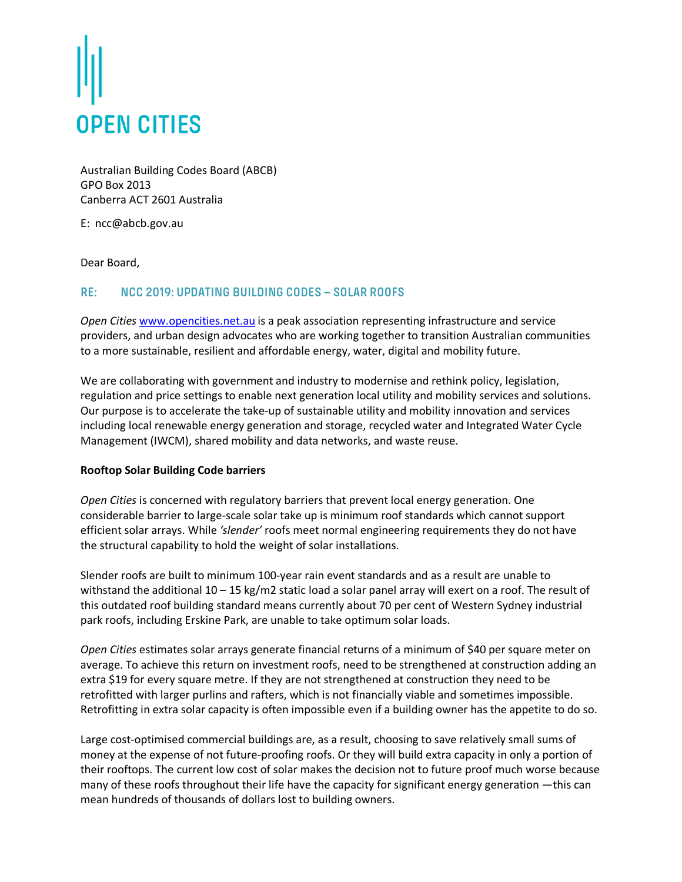# OPEN CITIES

Australian Building Codes Board (ABCB)
GPO Box 2013
Canberra ACT 2601 Australia

E: ncc@abcb.gov.au

Dear Board,

## RE: NCC 2019: UPDATING BUILDING CODES – SOLAR ROOFS

*Open Cities* www.opencities.net.au is a peak association representing infrastructure and service providers, and urban design advocates who are working together to transition Australian communities to a more sustainable, resilient and affordable energy, water, digital and mobility future.

We are collaborating with government and industry to modernise and rethink policy, legislation, regulation and price settings to enable next generation local utility and mobility services and solutions. Our purpose is to accelerate the take-up of sustainable utility and mobility innovation and services including local renewable energy generation and storage, recycled water and Integrated Water Cycle Management (IWCM), shared mobility and data networks, and waste reuse.

**Rooftop Solar Building Code barriers**

*Open Cities* is concerned with regulatory barriers that prevent local energy generation. One considerable barrier to large-scale solar take up is minimum roof standards which cannot support efficient solar arrays. While *'slender'* roofs meet normal engineering requirements they do not have the structural capability to hold the weight of solar installations.

Slender roofs are built to minimum 100-year rain event standards and as a result are unable to withstand the additional 10 – 15 kg/m2 static load a solar panel array will exert on a roof. The result of this outdated roof building standard means currently about 70 per cent of Western Sydney industrial park roofs, including Erskine Park, are unable to take optimum solar loads.

*Open Cities* estimates solar arrays generate financial returns of a minimum of $40 per square meter on average. To achieve this return on investment roofs, need to be strengthened at construction adding an extra $19 for every square metre. If they are not strengthened at construction they need to be retrofitted with larger purlins and rafters, which is not financially viable and sometimes impossible. Retrofitting in extra solar capacity is often impossible even if a building owner has the appetite to do so.

Large cost-optimised commercial buildings are, as a result, choosing to save relatively small sums of money at the expense of not future-proofing roofs. Or they will build extra capacity in only a portion of their rooftops. The current low cost of solar makes the decision not to future proof much worse because many of these roofs throughout their life have the capacity for significant energy generation —this can mean hundreds of thousands of dollars lost to building owners.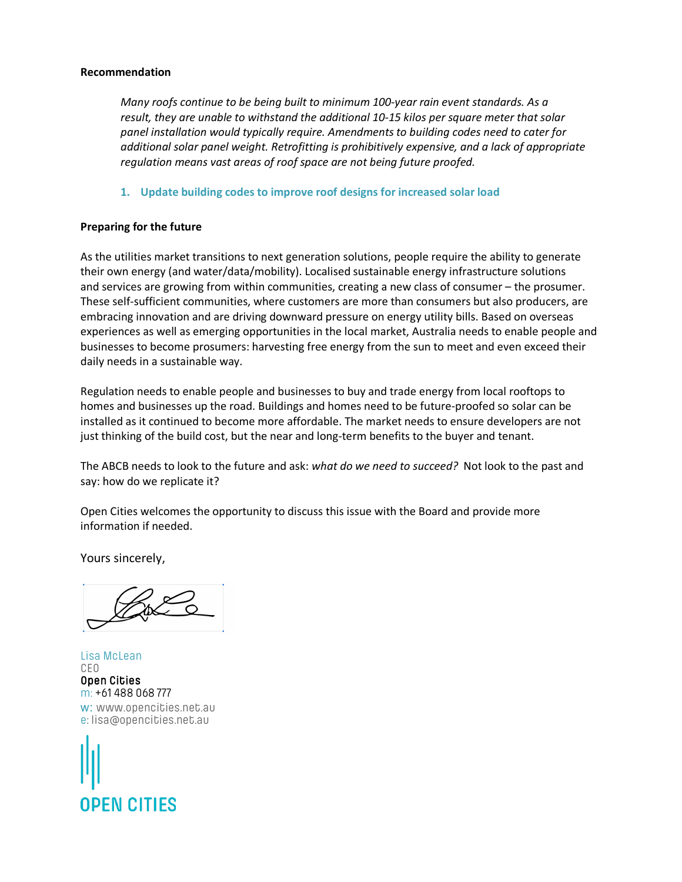**Recommendation**

> *Many roofs continue to be being built to minimum 100-year rain event standards. As a result, they are unable to withstand the additional 10-15 kilos per square meter that solar panel installation would typically require. Amendments to building codes need to cater for additional solar panel weight. Retrofitting is prohibitively expensive, and a lack of appropriate regulation means vast areas of roof space are not being future proofed.*
>
> 1. **Update building codes to improve roof designs for increased solar load**

**Preparing for the future**

As the utilities market transitions to next generation solutions, people require the ability to generate their own energy (and water/data/mobility). Localised sustainable energy infrastructure solutions and services are growing from within communities, creating a new class of consumer – the prosumer. These self-sufficient communities, where customers are more than consumers but also producers, are embracing innovation and are driving downward pressure on energy utility bills. Based on overseas experiences as well as emerging opportunities in the local market, Australia needs to enable people and businesses to become prosumers: harvesting free energy from the sun to meet and even exceed their daily needs in a sustainable way.

Regulation needs to enable people and businesses to buy and trade energy from local rooftops to homes and businesses up the road. Buildings and homes need to be future-proofed so solar can be installed as it continued to become more affordable. The market needs to ensure developers are not just thinking of the build cost, but the near and long-term benefits to the buyer and tenant.

The ABCB needs to look to the future and ask: *what do we need to succeed?* Not look to the past and say: how do we replicate it?

Open Cities welcomes the opportunity to discuss this issue with the Board and provide more information if needed.

Yours sincerely,

Lisa McLean
CEO
**Open Cities**
m: +61 488 068 777
w: www.opencities.net.au
e: lisa@opencities.net.au

OPEN CITIES